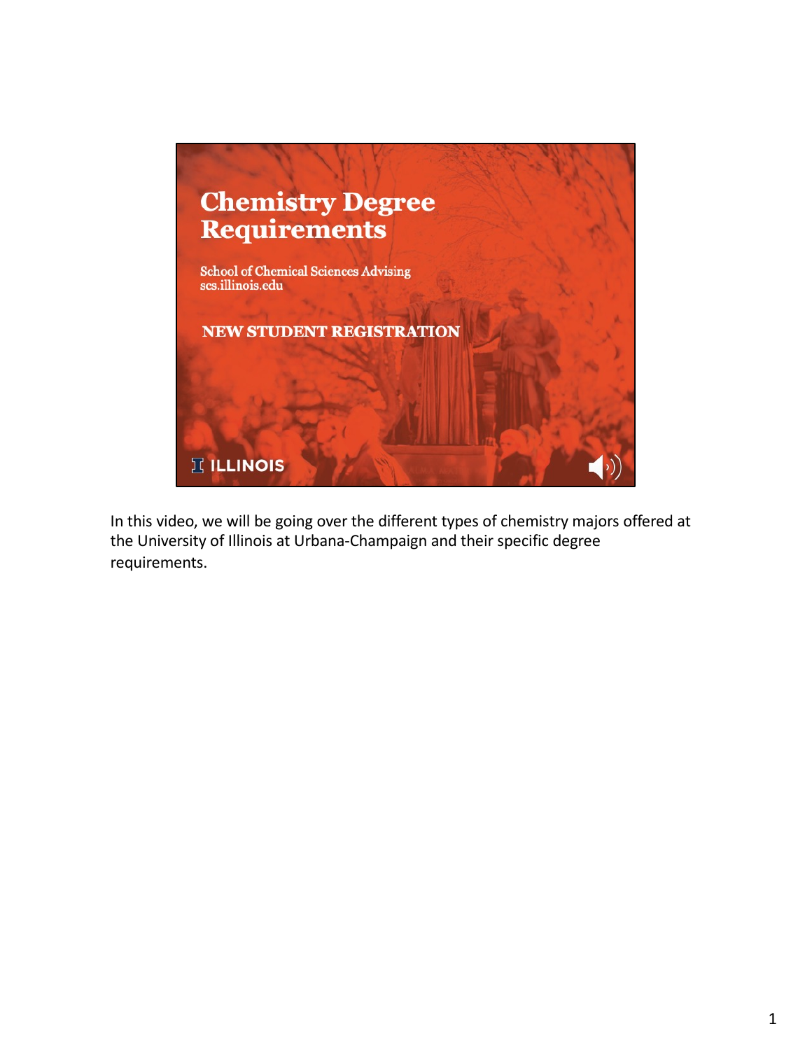# Chemistry Degree Requirements

School of Chemical Sciences Advising
scs.illinois.edu

**NEW STUDENT REGISTRATION**

ILLINOIS

In this video, we will be going over the different types of chemistry majors offered at the University of Illinois at Urbana-Champaign and their specific degree requirements.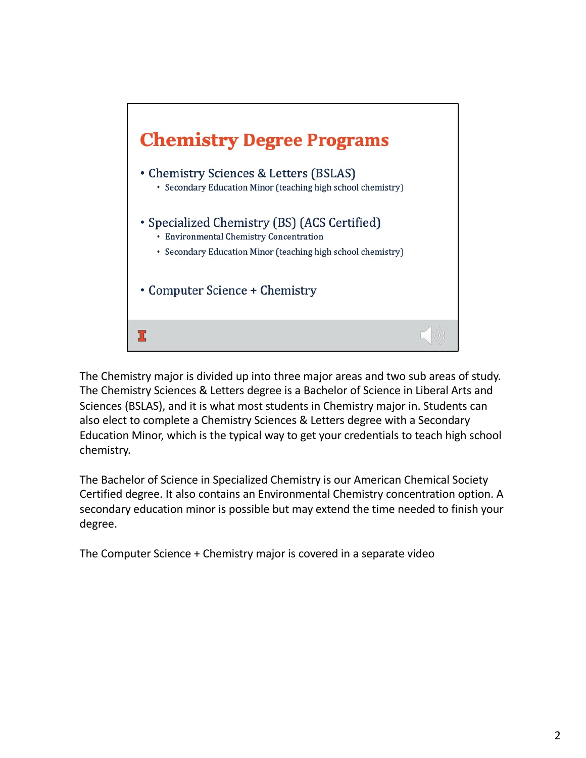## Chemistry Degree Programs

- Chemistry Sciences & Letters (BSLAS)
  - Secondary Education Minor (teaching high school chemistry)
- Specialized Chemistry (BS) (ACS Certified)
  - Environmental Chemistry Concentration
  - Secondary Education Minor (teaching high school chemistry)
- Computer Science + Chemistry

The Chemistry major is divided up into three major areas and two sub areas of study. The Chemistry Sciences & Letters degree is a Bachelor of Science in Liberal Arts and Sciences (BSLAS), and it is what most students in Chemistry major in. Students can also elect to complete a Chemistry Sciences & Letters degree with a Secondary Education Minor, which is the typical way to get your credentials to teach high school chemistry.

The Bachelor of Science in Specialized Chemistry is our American Chemical Society Certified degree. It also contains an Environmental Chemistry concentration option. A secondary education minor is possible but may extend the time needed to finish your degree.

The Computer Science + Chemistry major is covered in a separate video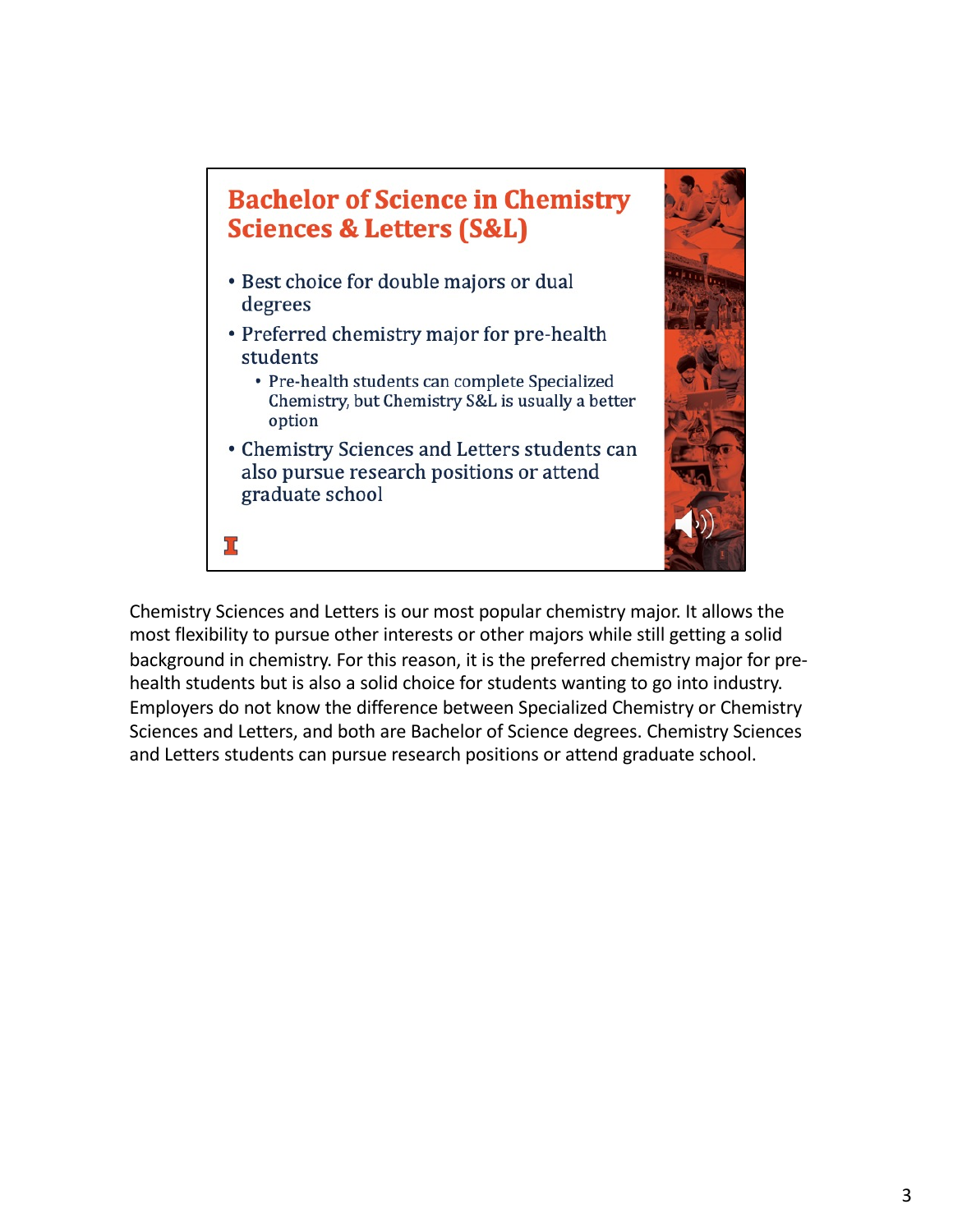## Bachelor of Science in Chemistry Sciences & Letters (S&L)

- Best choice for double majors or dual degrees
- Preferred chemistry major for pre-health students
  - Pre-health students can complete Specialized Chemistry, but Chemistry S&L is usually a better option
- Chemistry Sciences and Letters students can also pursue research positions or attend graduate school

Chemistry Sciences and Letters is our most popular chemistry major. It allows the most flexibility to pursue other interests or other majors while still getting a solid background in chemistry. For this reason, it is the preferred chemistry major for pre-health students but is also a solid choice for students wanting to go into industry. Employers do not know the difference between Specialized Chemistry or Chemistry Sciences and Letters, and both are Bachelor of Science degrees. Chemistry Sciences and Letters students can pursue research positions or attend graduate school.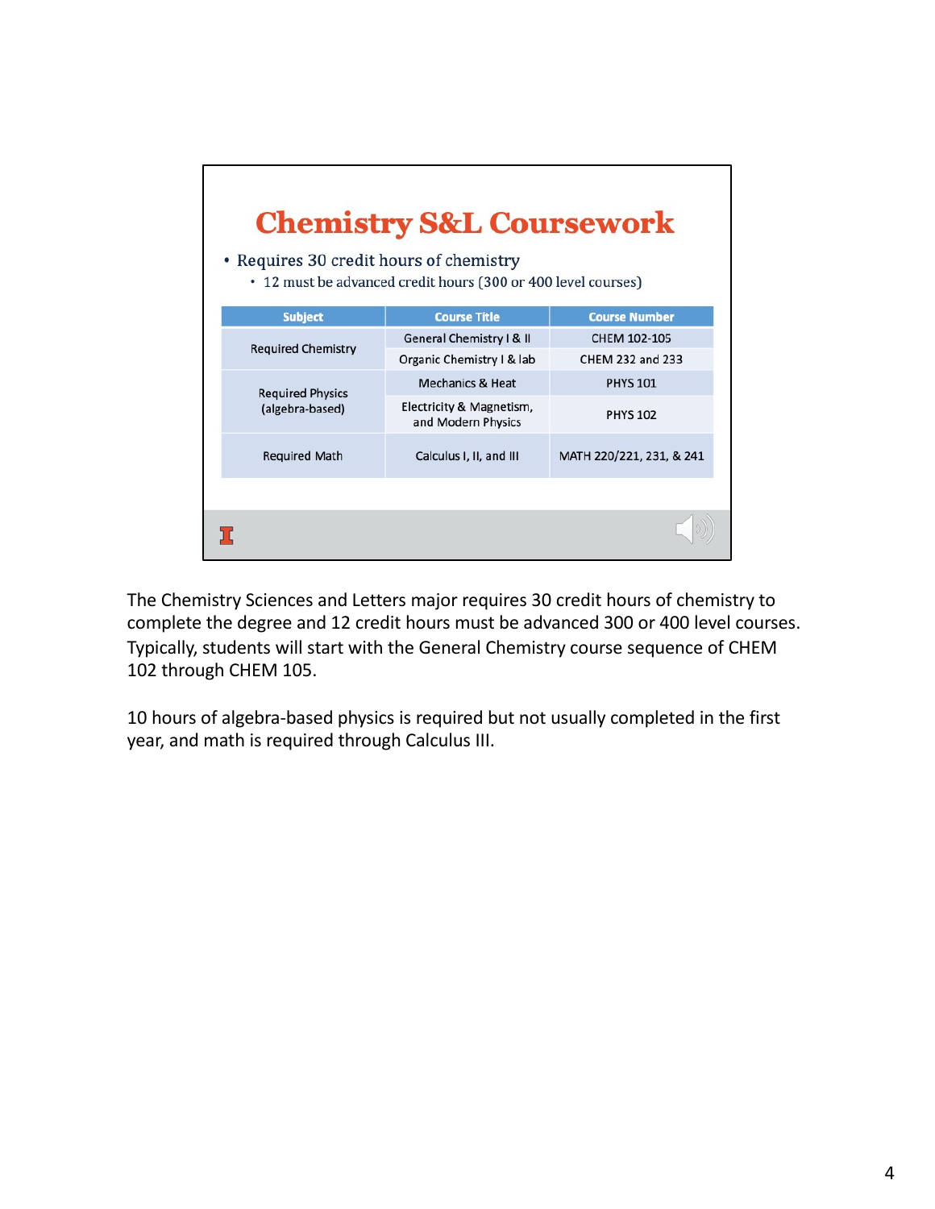# Chemistry S&L Coursework

- Requires 30 credit hours of chemistry
  - 12 must be advanced credit hours (300 or 400 level courses)

| Subject | Course Title | Course Number |
|---|---|---|
| Required Chemistry | General Chemistry I & II | CHEM 102-105 |
| | Organic Chemistry I & lab | CHEM 232 and 233 |
| Required Physics (algebra-based) | Mechanics & Heat | PHYS 101 |
| | Electricity & Magnetism, and Modern Physics | PHYS 102 |
| Required Math | Calculus I, II, and III | MATH 220/221, 231, & 241 |

The Chemistry Sciences and Letters major requires 30 credit hours of chemistry to complete the degree and 12 credit hours must be advanced 300 or 400 level courses. Typically, students will start with the General Chemistry course sequence of CHEM 102 through CHEM 105.

10 hours of algebra-based physics is required but not usually completed in the first year, and math is required through Calculus III.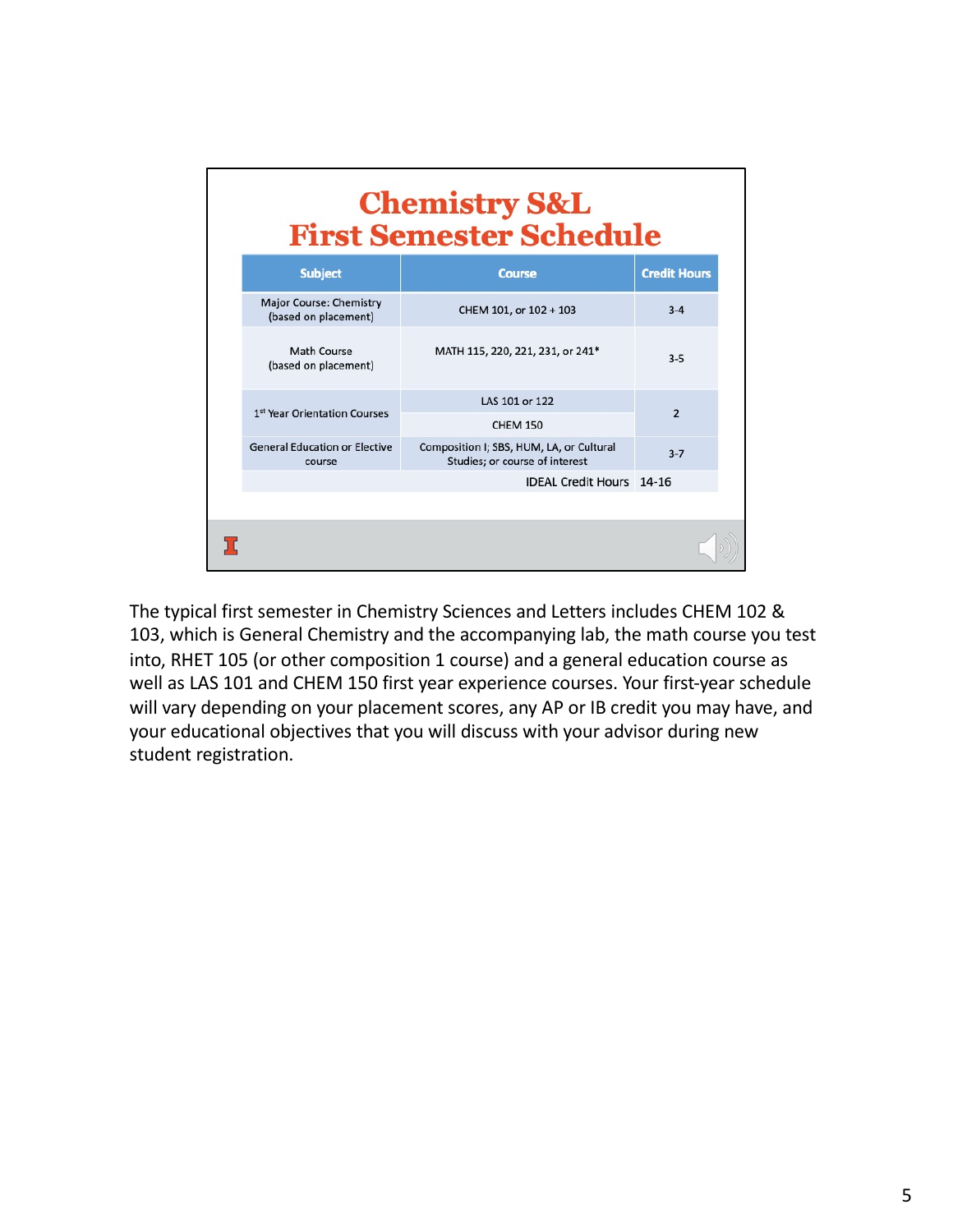# Chemistry S&L
# First Semester Schedule

| Subject | Course | Credit Hours |
|---|---|---|
| Major Course: Chemistry (based on placement) | CHEM 101, or 102 + 103 | 3-4 |
| Math Course (based on placement) | MATH 115, 220, 221, 231, or 241* | 3-5 |
| 1st Year Orientation Courses | LAS 101 or 122 | 2 |
| | CHEM 150 | |
| General Education or Elective course | Composition I; SBS, HUM, LA, or Cultural Studies; or course of interest | 3-7 |
| | IDEAL Credit Hours | 14-16 |

The typical first semester in Chemistry Sciences and Letters includes CHEM 102 & 103, which is General Chemistry and the accompanying lab, the math course you test into, RHET 105 (or other composition 1 course) and a general education course as well as LAS 101 and CHEM 150 first year experience courses. Your first-year schedule will vary depending on your placement scores, any AP or IB credit you may have, and your educational objectives that you will discuss with your advisor during new student registration.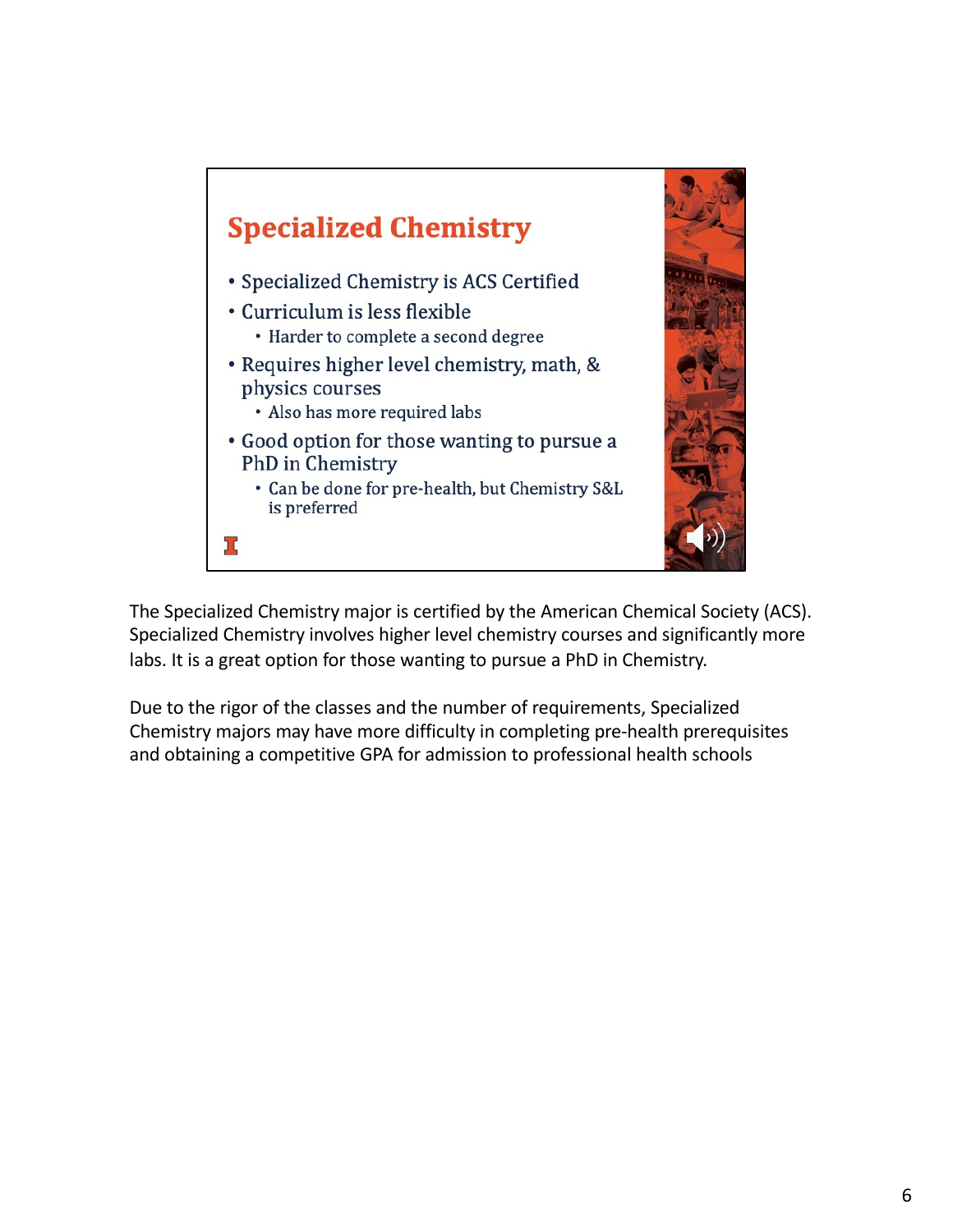## Specialized Chemistry

- Specialized Chemistry is ACS Certified
- Curriculum is less flexible
  - Harder to complete a second degree
- Requires higher level chemistry, math, & physics courses
  - Also has more required labs
- Good option for those wanting to pursue a PhD in Chemistry
  - Can be done for pre-health, but Chemistry S&L is preferred

The Specialized Chemistry major is certified by the American Chemical Society (ACS). Specialized Chemistry involves higher level chemistry courses and significantly more labs. It is a great option for those wanting to pursue a PhD in Chemistry.

Due to the rigor of the classes and the number of requirements, Specialized Chemistry majors may have more difficulty in completing pre-health prerequisites and obtaining a competitive GPA for admission to professional health schools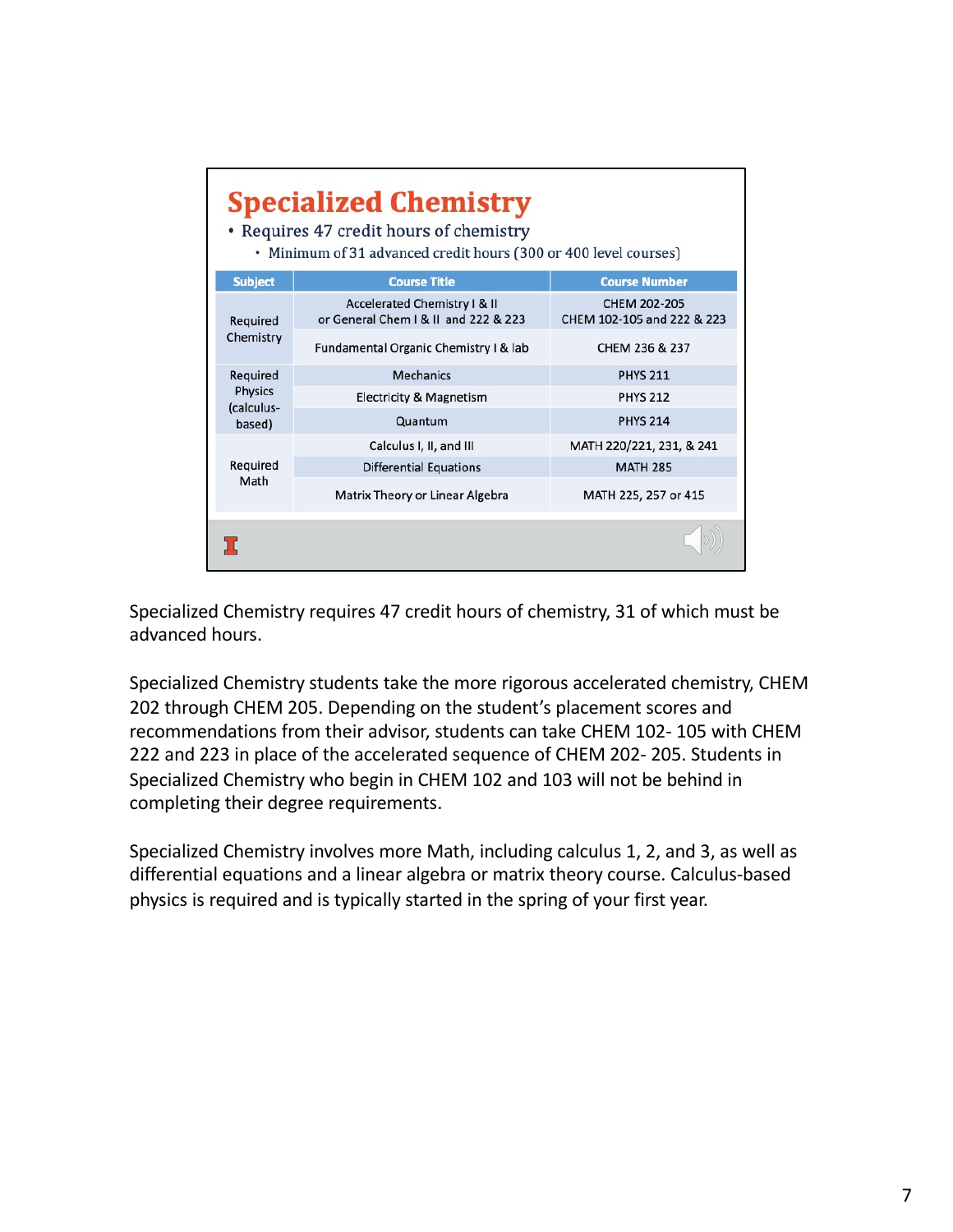## Specialized Chemistry

- Requires 47 credit hours of chemistry
  - Minimum of 31 advanced credit hours (300 or 400 level courses)

| Subject | Course Title | Course Number |
|---|---|---|
| Required Chemistry | Accelerated Chemistry I & II or General Chem I & II and 222 & 223 | CHEM 202-205 CHEM 102-105 and 222 & 223 |
| | Fundamental Organic Chemistry I & lab | CHEM 236 & 237 |
| Required Physics (calculus-based) | Mechanics | PHYS 211 |
| | Electricity & Magnetism | PHYS 212 |
| | Quantum | PHYS 214 |
| Required Math | Calculus I, II, and III | MATH 220/221, 231, & 241 |
| | Differential Equations | MATH 285 |
| | Matrix Theory or Linear Algebra | MATH 225, 257 or 415 |

Specialized Chemistry requires 47 credit hours of chemistry, 31 of which must be advanced hours.

Specialized Chemistry students take the more rigorous accelerated chemistry, CHEM 202 through CHEM 205. Depending on the student's placement scores and recommendations from their advisor, students can take CHEM 102- 105 with CHEM 222 and 223 in place of the accelerated sequence of CHEM 202- 205. Students in Specialized Chemistry who begin in CHEM 102 and 103 will not be behind in completing their degree requirements.

Specialized Chemistry involves more Math, including calculus 1, 2, and 3, as well as differential equations and a linear algebra or matrix theory course. Calculus-based physics is required and is typically started in the spring of your first year.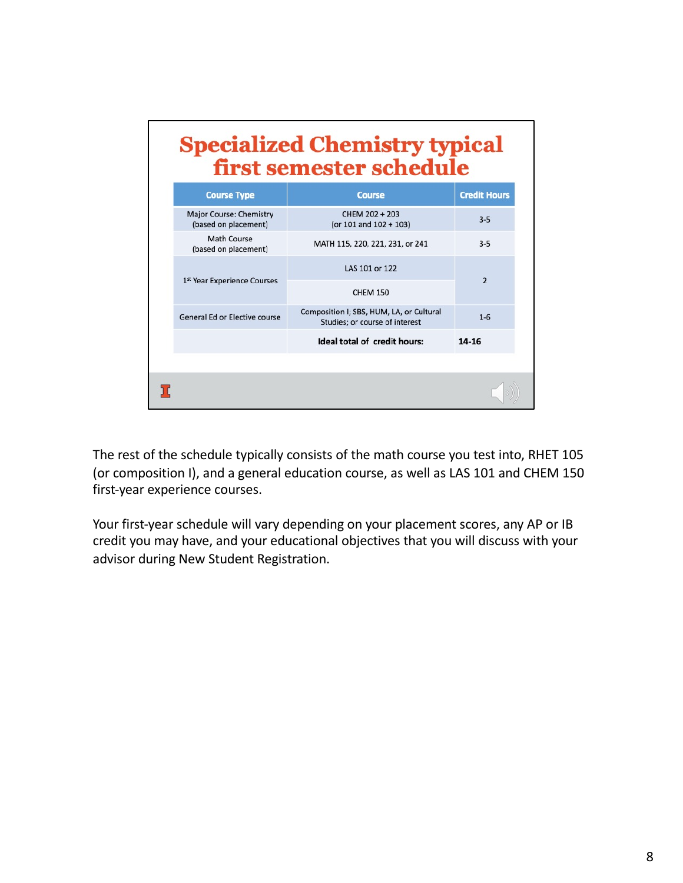## Specialized Chemistry typical first semester schedule

| Course Type | Course | Credit Hours |
|---|---|---|
| Major Course: Chemistry (based on placement) | CHEM 202 + 203 (or 101 and 102 + 103) | 3-5 |
| Math Course (based on placement) | MATH 115, 220, 221, 231, or 241 | 3-5 |
| 1st Year Experience Courses | LAS 101 or 122 | 2 |
| | CHEM 150 | |
| General Ed or Elective course | Composition I; SBS, HUM, LA, or Cultural Studies; or course of interest | 1-6 |
| | **Ideal total of credit hours:** | **14-16** |

The rest of the schedule typically consists of the math course you test into, RHET 105 (or composition I), and a general education course, as well as LAS 101 and CHEM 150 first-year experience courses.

Your first-year schedule will vary depending on your placement scores, any AP or IB credit you may have, and your educational objectives that you will discuss with your advisor during New Student Registration.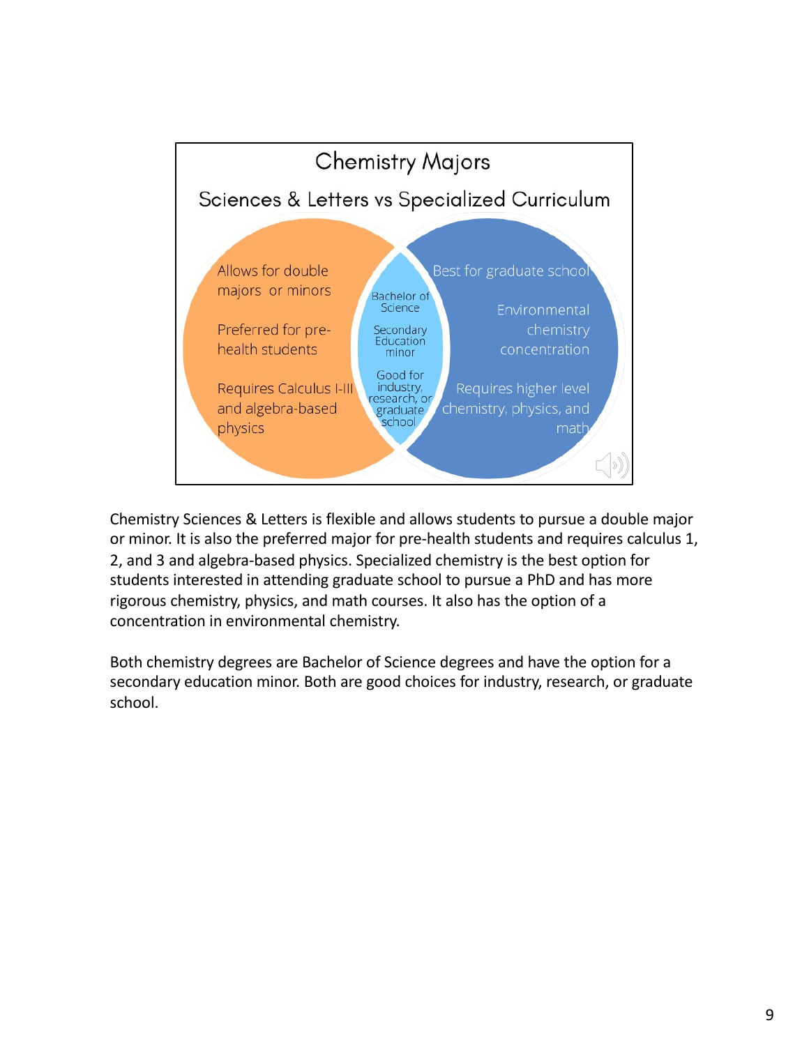## Chemistry Majors

### Sciences & Letters vs Specialized Curriculum

**Sciences & Letters:**
- Allows for double majors or minors
- Preferred for pre-health students
- Requires Calculus I-III and algebra-based physics

**Both:**
- Bachelor of Science
- Secondary Education minor
- Good for industry, research, or graduate school

**Specialized Curriculum:**
- Best for graduate school
- Environmental chemistry concentration
- Requires higher level chemistry, physics, and math

Chemistry Sciences & Letters is flexible and allows students to pursue a double major or minor. It is also the preferred major for pre-health students and requires calculus 1, 2, and 3 and algebra-based physics. Specialized chemistry is the best option for students interested in attending graduate school to pursue a PhD and has more rigorous chemistry, physics, and math courses. It also has the option of a concentration in environmental chemistry.

Both chemistry degrees are Bachelor of Science degrees and have the option for a secondary education minor. Both are good choices for industry, research, or graduate school.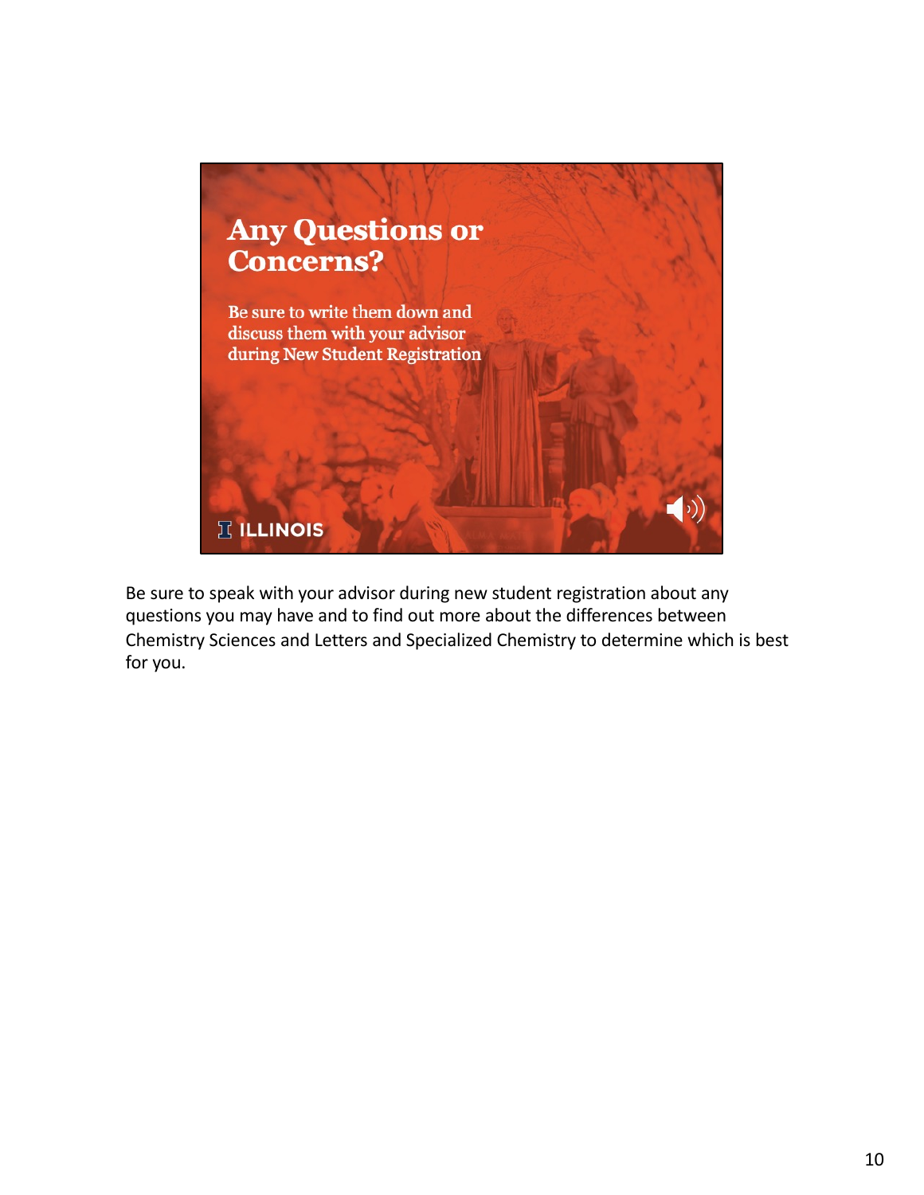# Any Questions or Concerns?

Be sure to write them down and discuss them with your advisor during New Student Registration

ILLINOIS

Be sure to speak with your advisor during new student registration about any questions you may have and to find out more about the differences between Chemistry Sciences and Letters and Specialized Chemistry to determine which is best for you.